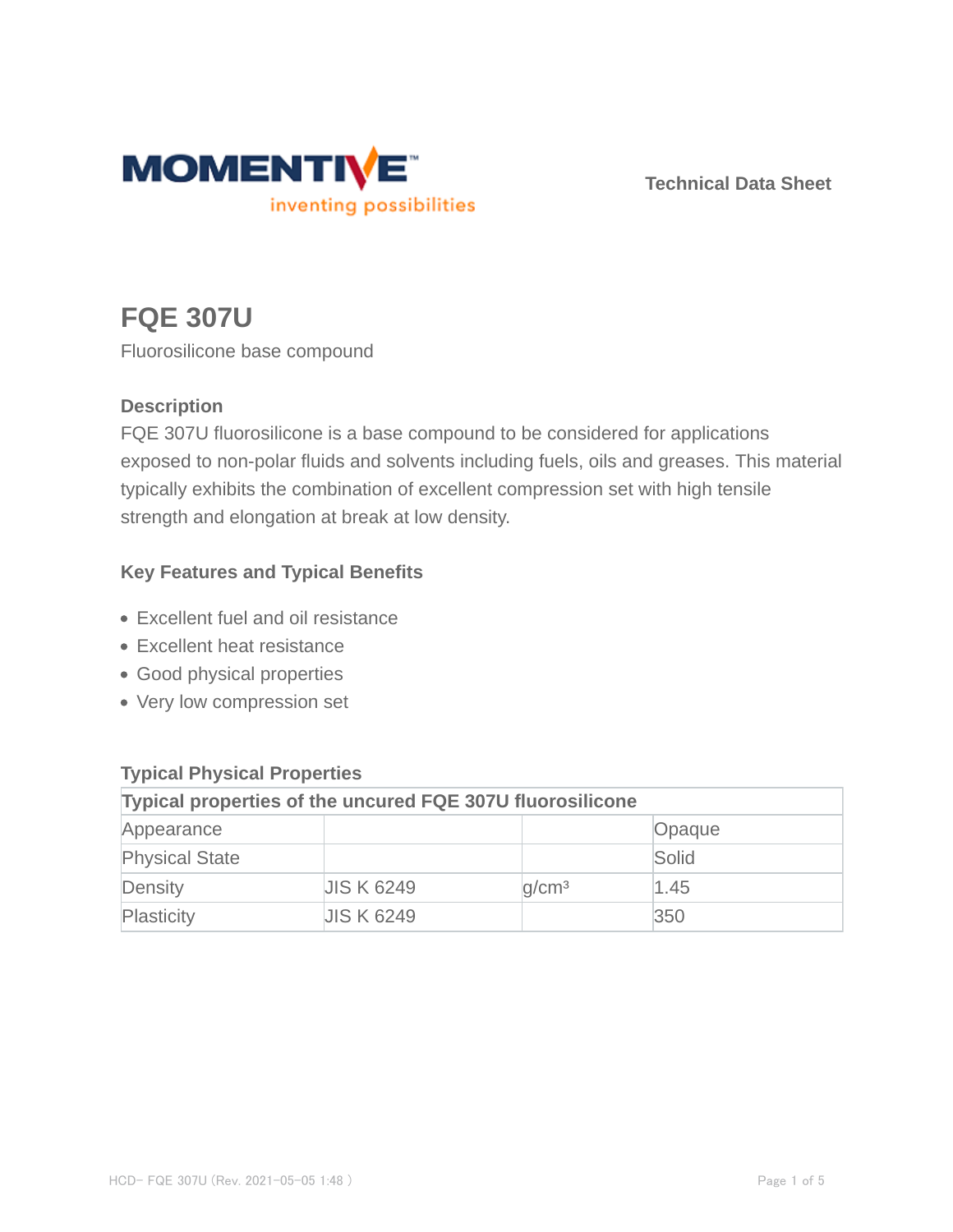# FQE 307U

Fluorosilicone base compound

### Description

FQE 307U fluorosilicone is a base compound to be considered for applications exposed to non-polar fluids and solvents including fuels, oils and greases. This material typically exhibits the combination of excellent compression set with high tensile strength and elongation at break at low density.

### Key Features and Typical Benefits

- Excellent fuel and oil resistance
- Excellent heat resistance
- Good physical properties
- Very low compression set

### Typical Physical Properties

| Typical properties of the uncured FQE 307U fluorosilicone | | | |
|---|---|---|---|
| Appearance | | | Opaque |
| Physical State | | | Solid |
| Density | JIS K 6249 | $g/cm^3$ | 1.45 |
| Plasticity | JIS K 6249 | | 350 |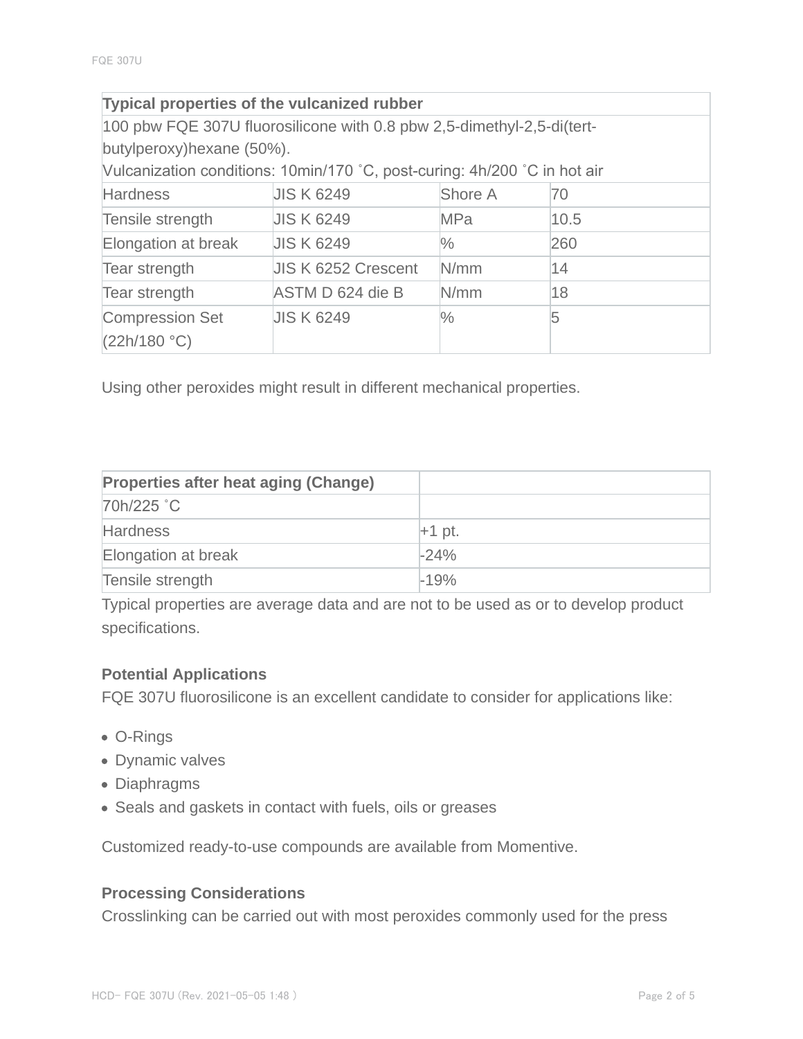| Typical properties of the vulcanized rubber | | | |
|---|---|---|---|
| 100 pbw FQE 307U fluorosilicone with 0.8 pbw 2,5-dimethyl-2,5-di(tert-butylperoxy)hexane (50%).<br>Vulcanization conditions: 10min/170 ˚C, post-curing: 4h/200 ˚C in hot air | | | |
| Hardness | JIS K 6249 | Shore A | 70 |
| Tensile strength | JIS K 6249 | MPa | 10.5 |
| Elongation at break | JIS K 6249 | % | 260 |
| Tear strength | JIS K 6252 Crescent | N/mm | 14 |
| Tear strength | ASTM D 624 die B | N/mm | 18 |
| Compression Set (22h/180 °C) | JIS K 6249 | % | 5 |

Using other peroxides might result in different mechanical properties.

| Properties after heat aging (Change) | |
|---|---|
| 70h/225 ˚C | |
| Hardness | +1 pt. |
| Elongation at break | -24% |
| Tensile strength | -19% |

Typical properties are average data and are not to be used as or to develop product specifications.

### Potential Applications

FQE 307U fluorosilicone is an excellent candidate to consider for applications like:

- O-Rings
- Dynamic valves
- Diaphragms
- Seals and gaskets in contact with fuels, oils or greases

Customized ready-to-use compounds are available from Momentive.

### Processing Considerations

Crosslinking can be carried out with most peroxides commonly used for the press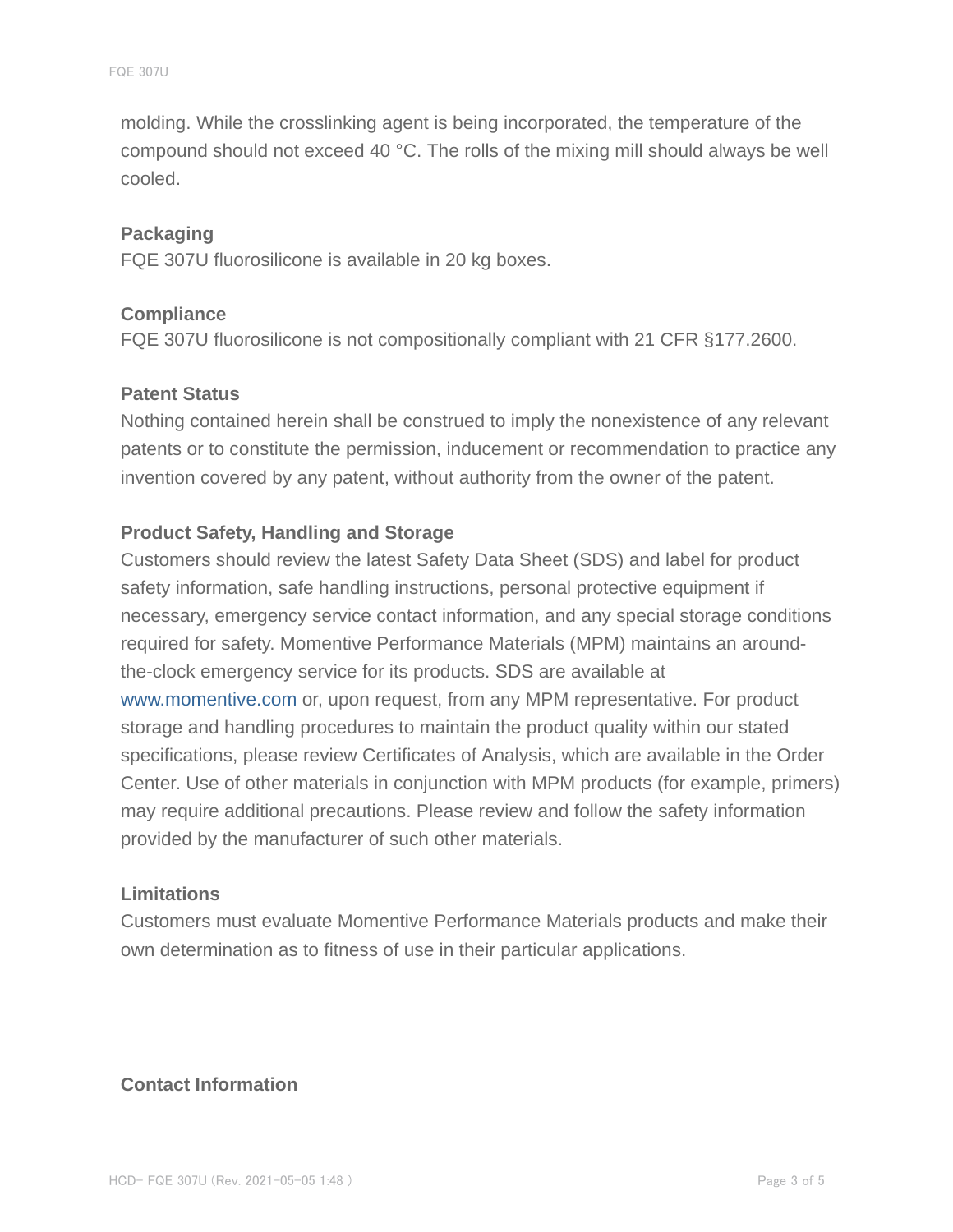molding. While the crosslinking agent is being incorporated, the temperature of the compound should not exceed 40 °C. The rolls of the mixing mill should always be well cooled.

### Packaging

FQE 307U fluorosilicone is available in 20 kg boxes.

### Compliance

FQE 307U fluorosilicone is not compositionally compliant with 21 CFR §177.2600.

### Patent Status

Nothing contained herein shall be construed to imply the nonexistence of any relevant patents or to constitute the permission, inducement or recommendation to practice any invention covered by any patent, without authority from the owner of the patent.

### Product Safety, Handling and Storage

Customers should review the latest Safety Data Sheet (SDS) and label for product safety information, safe handling instructions, personal protective equipment if necessary, emergency service contact information, and any special storage conditions required for safety. Momentive Performance Materials (MPM) maintains an around-the-clock emergency service for its products. SDS are available at www.momentive.com or, upon request, from any MPM representative. For product storage and handling procedures to maintain the product quality within our stated specifications, please review Certificates of Analysis, which are available in the Order Center. Use of other materials in conjunction with MPM products (for example, primers) may require additional precautions. Please review and follow the safety information provided by the manufacturer of such other materials.

### Limitations

Customers must evaluate Momentive Performance Materials products and make their own determination as to fitness of use in their particular applications.

### Contact Information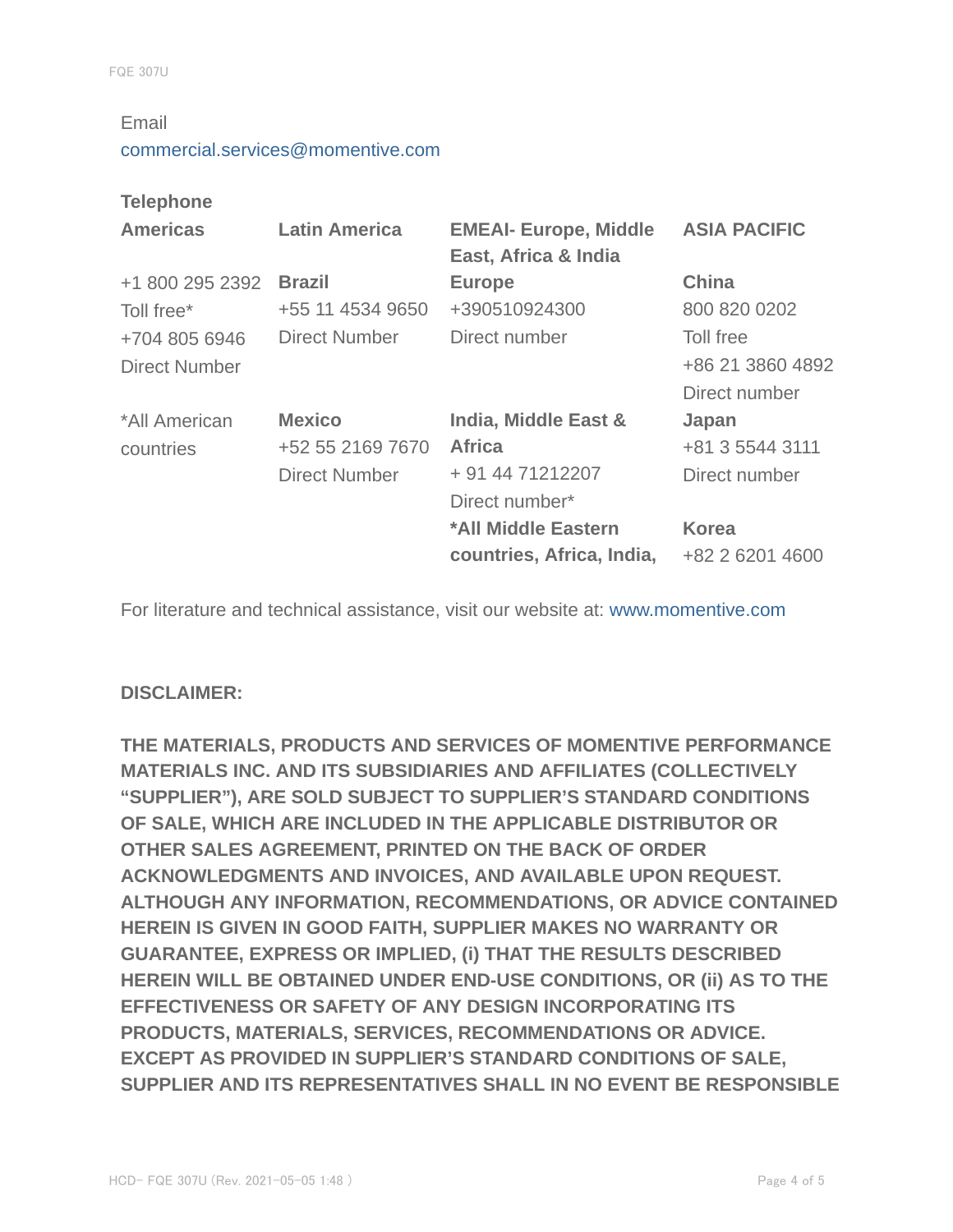Email
commercial.services@momentive.com

**Telephone**

| **Americas** | **Latin America** | **EMEAI- Europe, Middle East, Africa & India** | **ASIA PACIFIC** |
|---|---|---|---|
| +1 800 295 2392 Toll free* +704 805 6946 Direct Number | **Brazil** +55 11 4534 9650 Direct Number | **Europe** +390510924300 Direct number | **China** 800 820 0202 Toll free +86 21 3860 4892 Direct number |
| *All American countries | **Mexico** +52 55 2169 7670 Direct Number | **India, Middle East & Africa** + 91 44 71212207 Direct number* | **Japan** +81 3 5544 3111 Direct number |
| | | ***All Middle Eastern countries, Africa, India,** | **Korea** +82 2 6201 4600 |

For literature and technical assistance, visit our website at: www.momentive.com

**DISCLAIMER:**

**THE MATERIALS, PRODUCTS AND SERVICES OF MOMENTIVE PERFORMANCE MATERIALS INC. AND ITS SUBSIDIARIES AND AFFILIATES (COLLECTIVELY "SUPPLIER"), ARE SOLD SUBJECT TO SUPPLIER'S STANDARD CONDITIONS OF SALE, WHICH ARE INCLUDED IN THE APPLICABLE DISTRIBUTOR OR OTHER SALES AGREEMENT, PRINTED ON THE BACK OF ORDER ACKNOWLEDGMENTS AND INVOICES, AND AVAILABLE UPON REQUEST. ALTHOUGH ANY INFORMATION, RECOMMENDATIONS, OR ADVICE CONTAINED HEREIN IS GIVEN IN GOOD FAITH, SUPPLIER MAKES NO WARRANTY OR GUARANTEE, EXPRESS OR IMPLIED, (i) THAT THE RESULTS DESCRIBED HEREIN WILL BE OBTAINED UNDER END-USE CONDITIONS, OR (ii) AS TO THE EFFECTIVENESS OR SAFETY OF ANY DESIGN INCORPORATING ITS PRODUCTS, MATERIALS, SERVICES, RECOMMENDATIONS OR ADVICE. EXCEPT AS PROVIDED IN SUPPLIER'S STANDARD CONDITIONS OF SALE, SUPPLIER AND ITS REPRESENTATIVES SHALL IN NO EVENT BE RESPONSIBLE**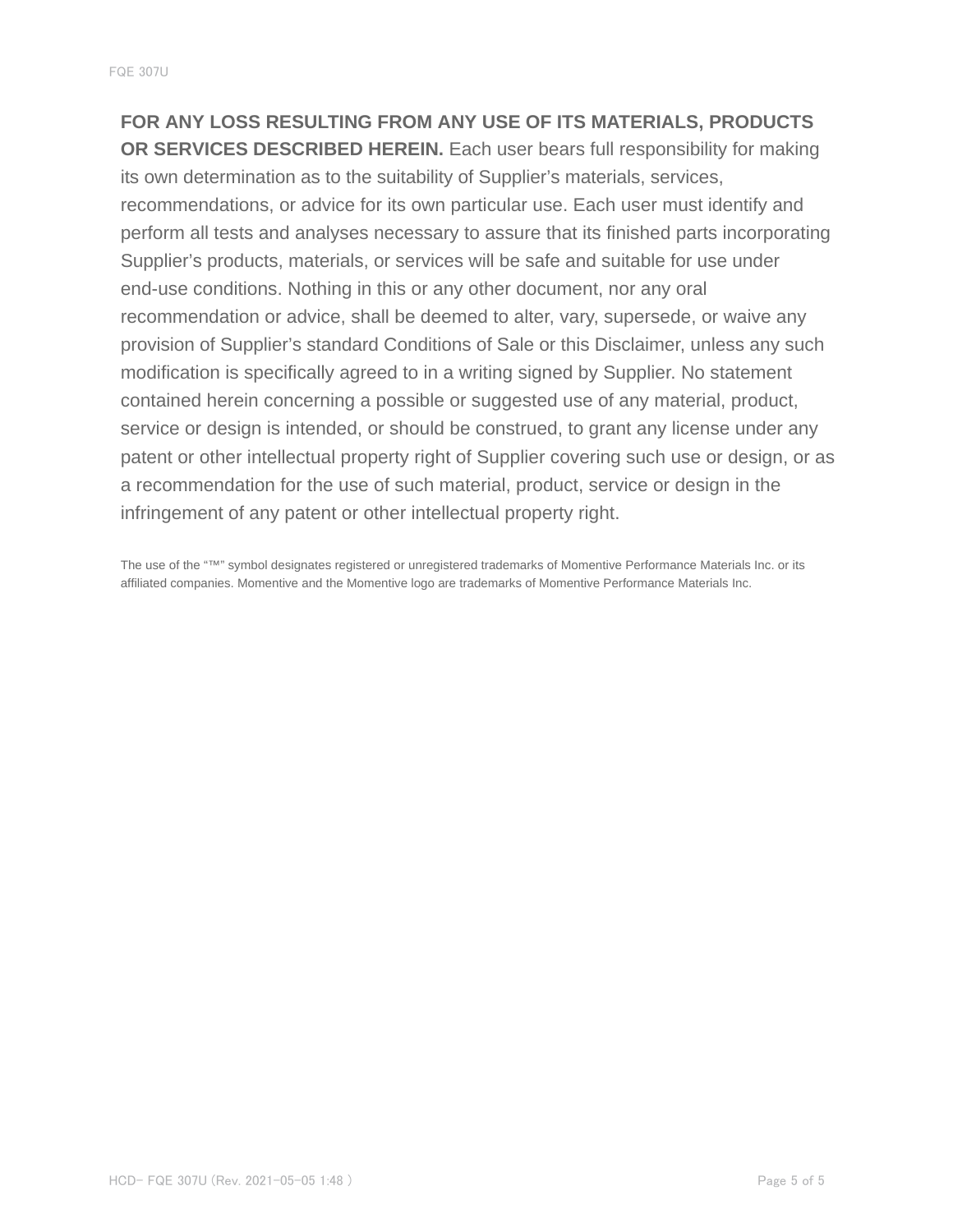**FOR ANY LOSS RESULTING FROM ANY USE OF ITS MATERIALS, PRODUCTS OR SERVICES DESCRIBED HEREIN.** Each user bears full responsibility for making its own determination as to the suitability of Supplier's materials, services, recommendations, or advice for its own particular use. Each user must identify and perform all tests and analyses necessary to assure that its finished parts incorporating Supplier's products, materials, or services will be safe and suitable for use under end-use conditions. Nothing in this or any other document, nor any oral recommendation or advice, shall be deemed to alter, vary, supersede, or waive any provision of Supplier's standard Conditions of Sale or this Disclaimer, unless any such modification is specifically agreed to in a writing signed by Supplier. No statement contained herein concerning a possible or suggested use of any material, product, service or design is intended, or should be construed, to grant any license under any patent or other intellectual property right of Supplier covering such use or design, or as a recommendation for the use of such material, product, service or design in the infringement of any patent or other intellectual property right.

The use of the "™" symbol designates registered or unregistered trademarks of Momentive Performance Materials Inc. or its affiliated companies. Momentive and the Momentive logo are trademarks of Momentive Performance Materials Inc.